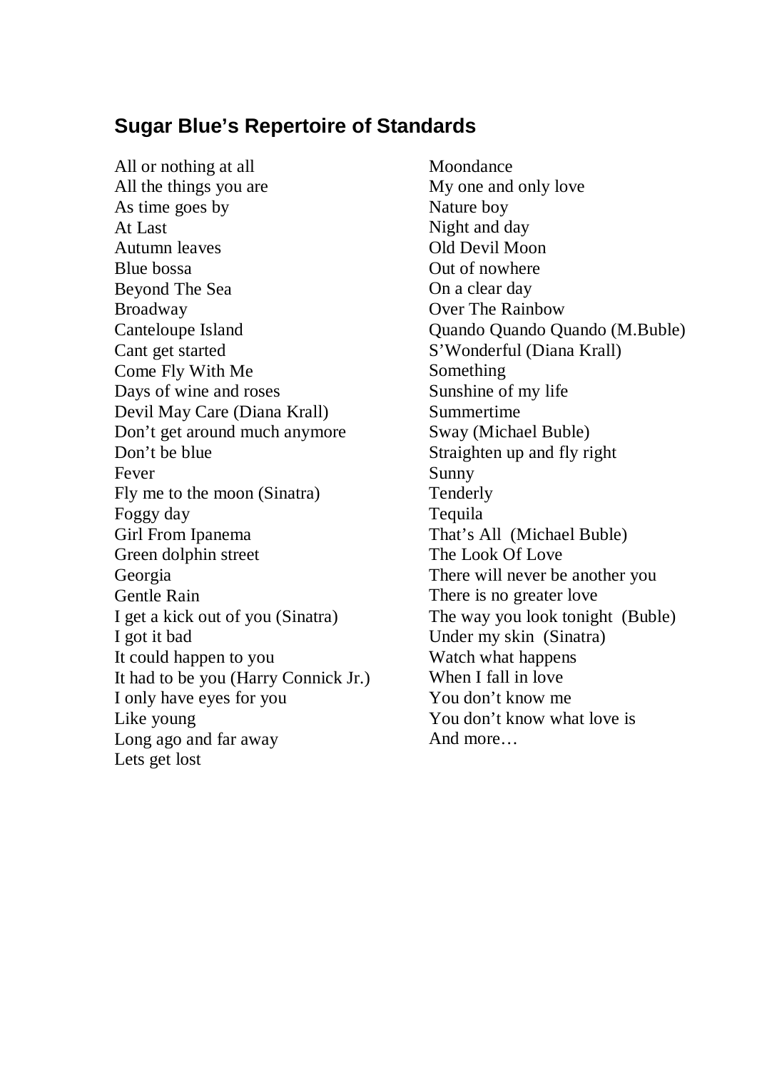## Sugar Blue's Repertoire of Standards

All or nothing at all
All the things you are
As time goes by
At Last
Autumn leaves
Blue bossa
Beyond The Sea
Broadway
Canteloupe Island
Cant get started
Come Fly With Me
Days of wine and roses
Devil May Care (Diana Krall)
Don't get around much anymore
Don't be blue
Fever
Fly me to the moon (Sinatra)
Foggy day
Girl From Ipanema
Green dolphin street
Georgia
Gentle Rain
I get a kick out of you (Sinatra)
I got it bad
It could happen to you
It had to be you (Harry Connick Jr.)
I only have eyes for you
Like young
Long ago and far away
Lets get lost
Moondance
My one and only love
Nature boy
Night and day
Old Devil Moon
Out of nowhere
On a clear day
Over The Rainbow
Quando Quando Quando (M.Buble)
S'Wonderful (Diana Krall)
Something
Sunshine of my life
Summertime
Sway (Michael Buble)
Straighten up and fly right
Sunny
Tenderly
Tequila
That's All (Michael Buble)
The Look Of Love
There will never be another you
There is no greater love
The way you look tonight (Buble)
Under my skin (Sinatra)
Watch what happens
When I fall in love
You don't know me
You don't know what love is
And more…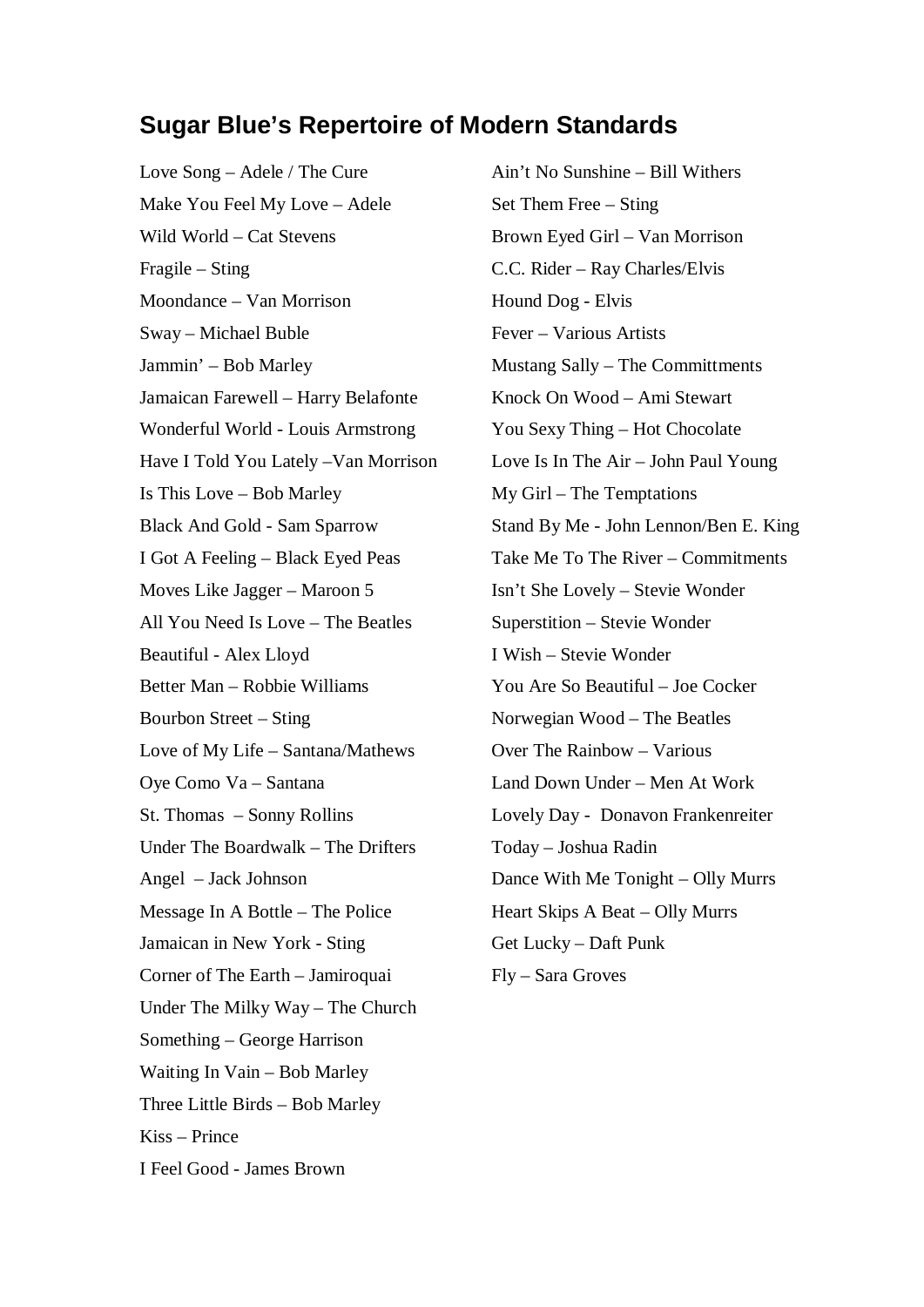## Sugar Blue's Repertoire of Modern Standards

Love Song – Adele / The Cure

Make You Feel My Love – Adele

Wild World – Cat Stevens

Fragile – Sting

Moondance – Van Morrison

Sway – Michael Buble

Jammin' – Bob Marley

Jamaican Farewell – Harry Belafonte

Wonderful World - Louis Armstrong

Have I Told You Lately –Van Morrison

Is This Love – Bob Marley

Black And Gold - Sam Sparrow

I Got A Feeling – Black Eyed Peas

Moves Like Jagger – Maroon 5

All You Need Is Love – The Beatles

Beautiful - Alex Lloyd

Better Man – Robbie Williams

Bourbon Street – Sting

Love of My Life – Santana/Mathews

Oye Como Va – Santana

St. Thomas – Sonny Rollins

Under The Boardwalk – The Drifters

Angel – Jack Johnson

Message In A Bottle – The Police

Jamaican in New York - Sting

Corner of The Earth – Jamiroquai

Under The Milky Way – The Church

Something – George Harrison

Waiting In Vain – Bob Marley

Three Little Birds – Bob Marley

Kiss – Prince

I Feel Good - James Brown

Ain't No Sunshine – Bill Withers

Set Them Free – Sting

Brown Eyed Girl – Van Morrison

C.C. Rider – Ray Charles/Elvis

Hound Dog - Elvis

Fever – Various Artists

Mustang Sally – The Committments

Knock On Wood – Ami Stewart

You Sexy Thing – Hot Chocolate

Love Is In The Air – John Paul Young

My Girl – The Temptations

Stand By Me - John Lennon/Ben E. King

Take Me To The River – Commitments

Isn't She Lovely – Stevie Wonder

Superstition – Stevie Wonder

I Wish – Stevie Wonder

You Are So Beautiful – Joe Cocker

Norwegian Wood – The Beatles

Over The Rainbow – Various

Land Down Under – Men At Work

Lovely Day - Donavon Frankenreiter

Today – Joshua Radin

Dance With Me Tonight – Olly Murrs

Heart Skips A Beat – Olly Murrs

Get Lucky – Daft Punk

Fly – Sara Groves